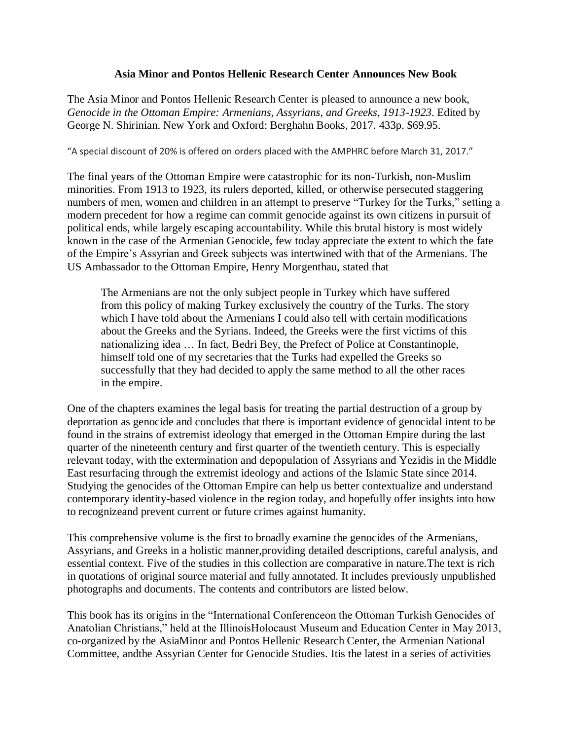**Asia Minor and Pontos Hellenic Research Center Announces New Book**

The Asia Minor and Pontos Hellenic Research Center is pleased to announce a new book, *Genocide in the Ottoman Empire: Armenians, Assyrians, and Greeks, 1913-1923*. Edited by George N. Shirinian. New York and Oxford: Berghahn Books, 2017. 433p. $69.95.

"A special discount of 20% is offered on orders placed with the AMPHRC before March 31, 2017."

The final years of the Ottoman Empire were catastrophic for its non-Turkish, non-Muslim minorities. From 1913 to 1923, its rulers deported, killed, or otherwise persecuted staggering numbers of men, women and children in an attempt to preserve "Turkey for the Turks," setting a modern precedent for how a regime can commit genocide against its own citizens in pursuit of political ends, while largely escaping accountability. While this brutal history is most widely known in the case of the Armenian Genocide, few today appreciate the extent to which the fate of the Empire's Assyrian and Greek subjects was intertwined with that of the Armenians. The US Ambassador to the Ottoman Empire, Henry Morgenthau, stated that

> The Armenians are not the only subject people in Turkey which have suffered from this policy of making Turkey exclusively the country of the Turks. The story which I have told about the Armenians I could also tell with certain modifications about the Greeks and the Syrians. Indeed, the Greeks were the first victims of this nationalizing idea … In fact, Bedri Bey, the Prefect of Police at Constantinople, himself told one of my secretaries that the Turks had expelled the Greeks so successfully that they had decided to apply the same method to all the other races in the empire.

One of the chapters examines the legal basis for treating the partial destruction of a group by deportation as genocide and concludes that there is important evidence of genocidal intent to be found in the strains of extremist ideology that emerged in the Ottoman Empire during the last quarter of the nineteenth century and first quarter of the twentieth century. This is especially relevant today, with the extermination and depopulation of Assyrians and Yezidis in the Middle East resurfacing through the extremist ideology and actions of the Islamic State since 2014. Studying the genocides of the Ottoman Empire can help us better contextualize and understand contemporary identity-based violence in the region today, and hopefully offer insights into how to recognizeand prevent current or future crimes against humanity.

This comprehensive volume is the first to broadly examine the genocides of the Armenians, Assyrians, and Greeks in a holistic manner,providing detailed descriptions, careful analysis, and essential context. Five of the studies in this collection are comparative in nature.The text is rich in quotations of original source material and fully annotated. It includes previously unpublished photographs and documents. The contents and contributors are listed below.

This book has its origins in the "International Conferenceon the Ottoman Turkish Genocides of Anatolian Christians," held at the IllinoisHolocaust Museum and Education Center in May 2013, co-organized by the AsiaMinor and Pontos Hellenic Research Center, the Armenian National Committee, andthe Assyrian Center for Genocide Studies. Itis the latest in a series of activities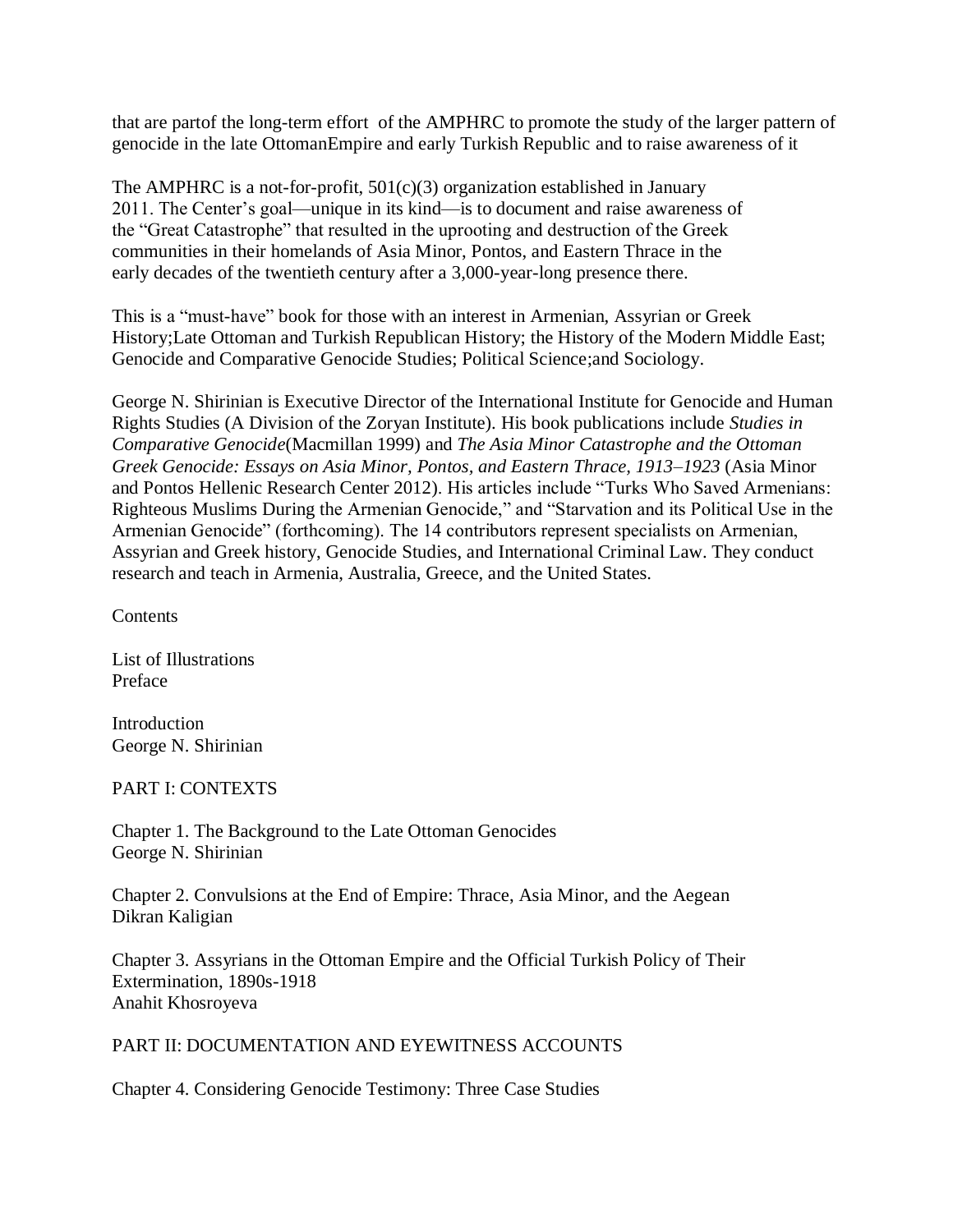that are partof the long-term effort of the AMPHRC to promote the study of the larger pattern of genocide in the late OttomanEmpire and early Turkish Republic and to raise awareness of it

The AMPHRC is a not-for-profit, 501(c)(3) organization established in January 2011. The Center's goal—unique in its kind—is to document and raise awareness of the "Great Catastrophe" that resulted in the uprooting and destruction of the Greek communities in their homelands of Asia Minor, Pontos, and Eastern Thrace in the early decades of the twentieth century after a 3,000-year-long presence there.

This is a "must-have" book for those with an interest in Armenian, Assyrian or Greek History;Late Ottoman and Turkish Republican History; the History of the Modern Middle East; Genocide and Comparative Genocide Studies; Political Science;and Sociology.

George N. Shirinian is Executive Director of the International Institute for Genocide and Human Rights Studies (A Division of the Zoryan Institute). His book publications include *Studies in Comparative Genocide*(Macmillan 1999) and *The Asia Minor Catastrophe and the Ottoman Greek Genocide: Essays on Asia Minor, Pontos, and Eastern Thrace, 1913–1923* (Asia Minor and Pontos Hellenic Research Center 2012). His articles include "Turks Who Saved Armenians: Righteous Muslims During the Armenian Genocide," and "Starvation and its Political Use in the Armenian Genocide" (forthcoming). The 14 contributors represent specialists on Armenian, Assyrian and Greek history, Genocide Studies, and International Criminal Law. They conduct research and teach in Armenia, Australia, Greece, and the United States.

Contents

List of Illustrations
Preface

Introduction
George N. Shirinian

PART I: CONTEXTS

Chapter 1. The Background to the Late Ottoman Genocides
George N. Shirinian

Chapter 2. Convulsions at the End of Empire: Thrace, Asia Minor, and the Aegean
Dikran Kaligian

Chapter 3. Assyrians in the Ottoman Empire and the Official Turkish Policy of Their Extermination, 1890s-1918
Anahit Khosroyeva

PART II: DOCUMENTATION AND EYEWITNESS ACCOUNTS

Chapter 4. Considering Genocide Testimony: Three Case Studies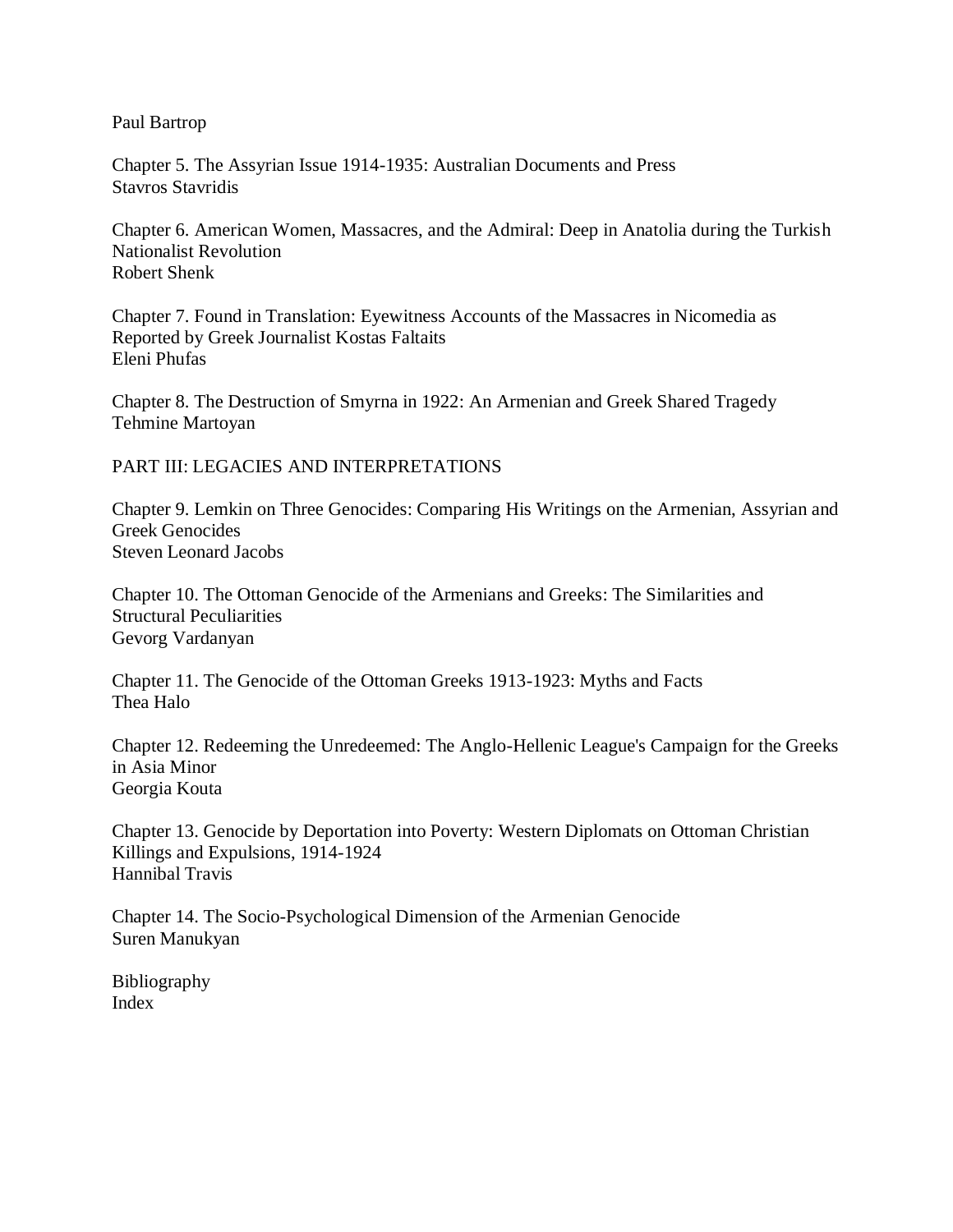Paul Bartrop

Chapter 5. The Assyrian Issue 1914-1935: Australian Documents and Press
Stavros Stavridis

Chapter 6. American Women, Massacres, and the Admiral: Deep in Anatolia during the Turkish Nationalist Revolution
Robert Shenk

Chapter 7. Found in Translation: Eyewitness Accounts of the Massacres in Nicomedia as Reported by Greek Journalist Kostas Faltaits
Eleni Phufas

Chapter 8. The Destruction of Smyrna in 1922: An Armenian and Greek Shared Tragedy
Tehmine Martoyan

## PART III: LEGACIES AND INTERPRETATIONS

Chapter 9. Lemkin on Three Genocides: Comparing His Writings on the Armenian, Assyrian and Greek Genocides
Steven Leonard Jacobs

Chapter 10. The Ottoman Genocide of the Armenians and Greeks: The Similarities and Structural Peculiarities
Gevorg Vardanyan

Chapter 11. The Genocide of the Ottoman Greeks 1913-1923: Myths and Facts
Thea Halo

Chapter 12. Redeeming the Unredeemed: The Anglo-Hellenic League's Campaign for the Greeks in Asia Minor
Georgia Kouta

Chapter 13. Genocide by Deportation into Poverty: Western Diplomats on Ottoman Christian Killings and Expulsions, 1914-1924
Hannibal Travis

Chapter 14. The Socio-Psychological Dimension of the Armenian Genocide
Suren Manukyan

Bibliography
Index